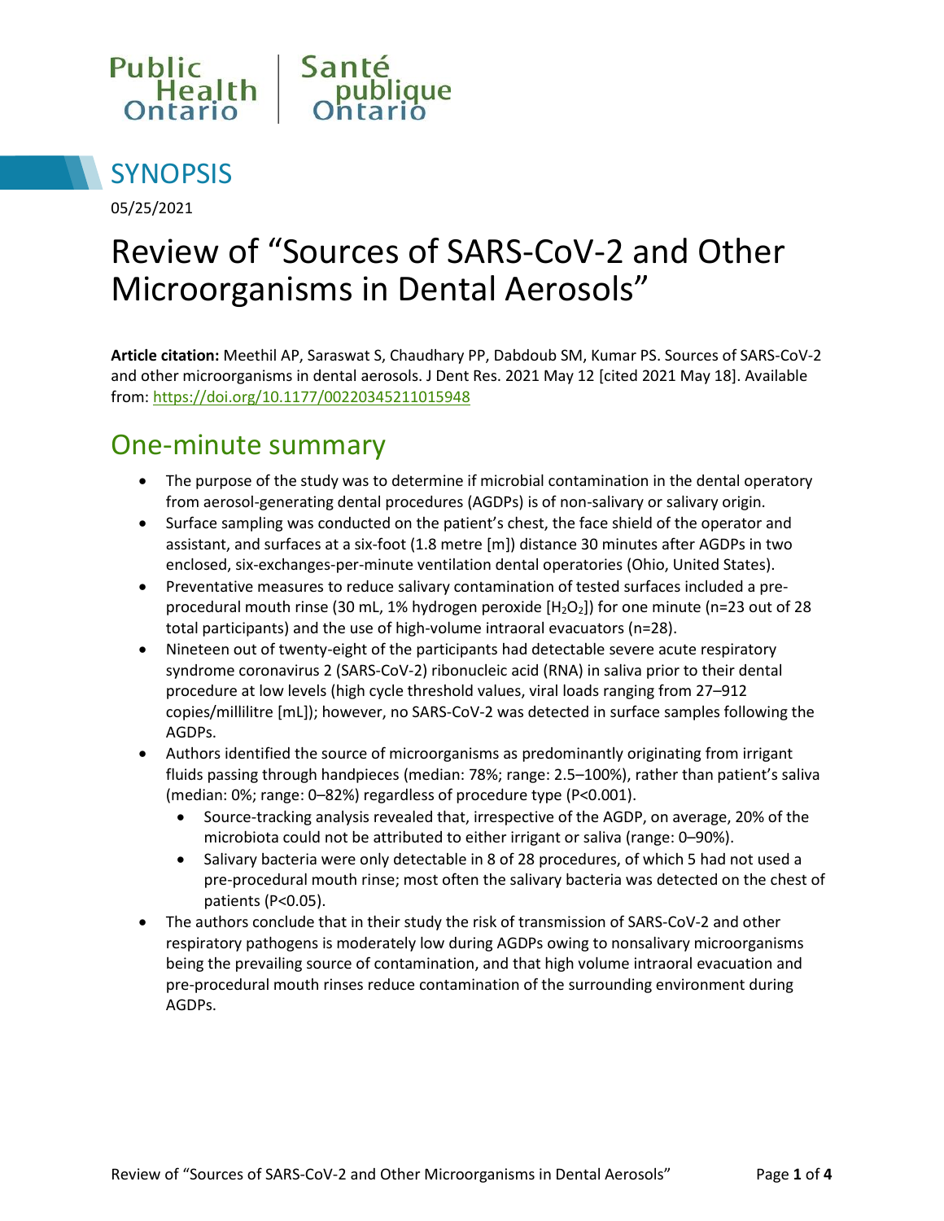Public Health Ontario | Santé publique Ontario

# SYNOPSIS

05/25/2021

# Review of "Sources of SARS-CoV-2 and Other Microorganisms in Dental Aerosols"

**Article citation:** Meethil AP, Saraswat S, Chaudhary PP, Dabdoub SM, Kumar PS. Sources of SARS-CoV-2 and other microorganisms in dental aerosols. J Dent Res. 2021 May 12 [cited 2021 May 18]. Available from: https://doi.org/10.1177/00220345211015948

## One-minute summary

- The purpose of the study was to determine if microbial contamination in the dental operatory from aerosol-generating dental procedures (AGDPs) is of non-salivary or salivary origin.
- Surface sampling was conducted on the patient's chest, the face shield of the operator and assistant, and surfaces at a six-foot (1.8 metre [m]) distance 30 minutes after AGDPs in two enclosed, six-exchanges-per-minute ventilation dental operatories (Ohio, United States).
- Preventative measures to reduce salivary contamination of tested surfaces included a pre-procedural mouth rinse (30 mL, 1% hydrogen peroxide [$H_2O_2$]) for one minute (n=23 out of 28 total participants) and the use of high-volume intraoral evacuators (n=28).
- Nineteen out of twenty-eight of the participants had detectable severe acute respiratory syndrome coronavirus 2 (SARS-CoV-2) ribonucleic acid (RNA) in saliva prior to their dental procedure at low levels (high cycle threshold values, viral loads ranging from 27–912 copies/millilitre [mL]); however, no SARS-CoV-2 was detected in surface samples following the AGDPs.
- Authors identified the source of microorganisms as predominantly originating from irrigant fluids passing through handpieces (median: 78%; range: 2.5–100%), rather than patient's saliva (median: 0%; range: 0–82%) regardless of procedure type ($P<0.001$).
  - Source-tracking analysis revealed that, irrespective of the AGDP, on average, 20% of the microbiota could not be attributed to either irrigant or saliva (range: 0–90%).
  - Salivary bacteria were only detectable in 8 of 28 procedures, of which 5 had not used a pre-procedural mouth rinse; most often the salivary bacteria was detected on the chest of patients ($P<0.05$).
- The authors conclude that in their study the risk of transmission of SARS-CoV-2 and other respiratory pathogens is moderately low during AGDPs owing to nonsalivary microorganisms being the prevailing source of contamination, and that high volume intraoral evacuation and pre-procedural mouth rinses reduce contamination of the surrounding environment during AGDPs.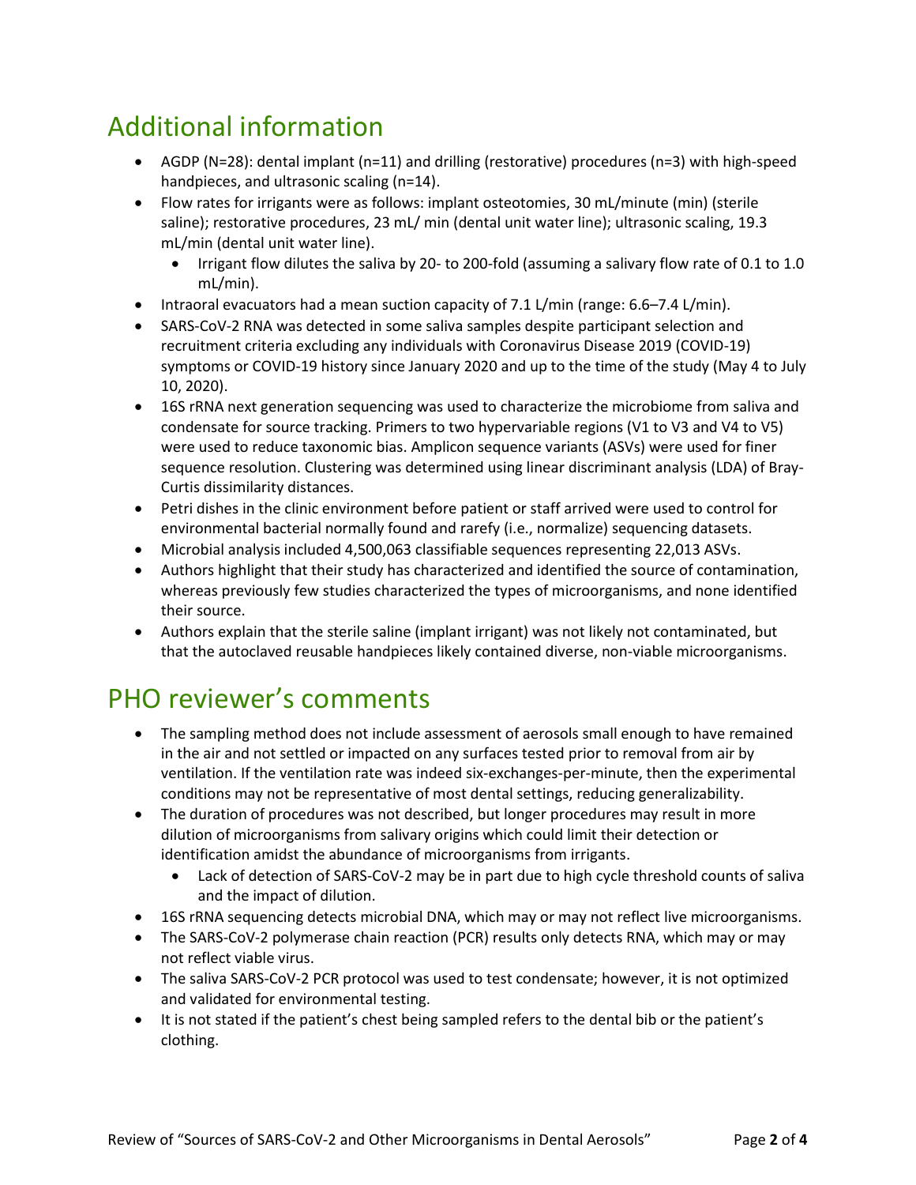# Additional information

- AGDP (N=28): dental implant (n=11) and drilling (restorative) procedures (n=3) with high-speed handpieces, and ultrasonic scaling (n=14).
- Flow rates for irrigants were as follows: implant osteotomies, 30 mL/minute (min) (sterile saline); restorative procedures, 23 mL/ min (dental unit water line); ultrasonic scaling, 19.3 mL/min (dental unit water line).
  - Irrigant flow dilutes the saliva by 20- to 200-fold (assuming a salivary flow rate of 0.1 to 1.0 mL/min).
- Intraoral evacuators had a mean suction capacity of 7.1 L/min (range: 6.6–7.4 L/min).
- SARS-CoV-2 RNA was detected in some saliva samples despite participant selection and recruitment criteria excluding any individuals with Coronavirus Disease 2019 (COVID-19) symptoms or COVID-19 history since January 2020 and up to the time of the study (May 4 to July 10, 2020).
- 16S rRNA next generation sequencing was used to characterize the microbiome from saliva and condensate for source tracking. Primers to two hypervariable regions (V1 to V3 and V4 to V5) were used to reduce taxonomic bias. Amplicon sequence variants (ASVs) were used for finer sequence resolution. Clustering was determined using linear discriminant analysis (LDA) of Bray-Curtis dissimilarity distances.
- Petri dishes in the clinic environment before patient or staff arrived were used to control for environmental bacterial normally found and rarefy (i.e., normalize) sequencing datasets.
- Microbial analysis included 4,500,063 classifiable sequences representing 22,013 ASVs.
- Authors highlight that their study has characterized and identified the source of contamination, whereas previously few studies characterized the types of microorganisms, and none identified their source.
- Authors explain that the sterile saline (implant irrigant) was not likely not contaminated, but that the autoclaved reusable handpieces likely contained diverse, non-viable microorganisms.

# PHO reviewer's comments

- The sampling method does not include assessment of aerosols small enough to have remained in the air and not settled or impacted on any surfaces tested prior to removal from air by ventilation. If the ventilation rate was indeed six-exchanges-per-minute, then the experimental conditions may not be representative of most dental settings, reducing generalizability.
- The duration of procedures was not described, but longer procedures may result in more dilution of microorganisms from salivary origins which could limit their detection or identification amidst the abundance of microorganisms from irrigants.
  - Lack of detection of SARS-CoV-2 may be in part due to high cycle threshold counts of saliva and the impact of dilution.
- 16S rRNA sequencing detects microbial DNA, which may or may not reflect live microorganisms.
- The SARS-CoV-2 polymerase chain reaction (PCR) results only detects RNA, which may or may not reflect viable virus.
- The saliva SARS-CoV-2 PCR protocol was used to test condensate; however, it is not optimized and validated for environmental testing.
- It is not stated if the patient's chest being sampled refers to the dental bib or the patient's clothing.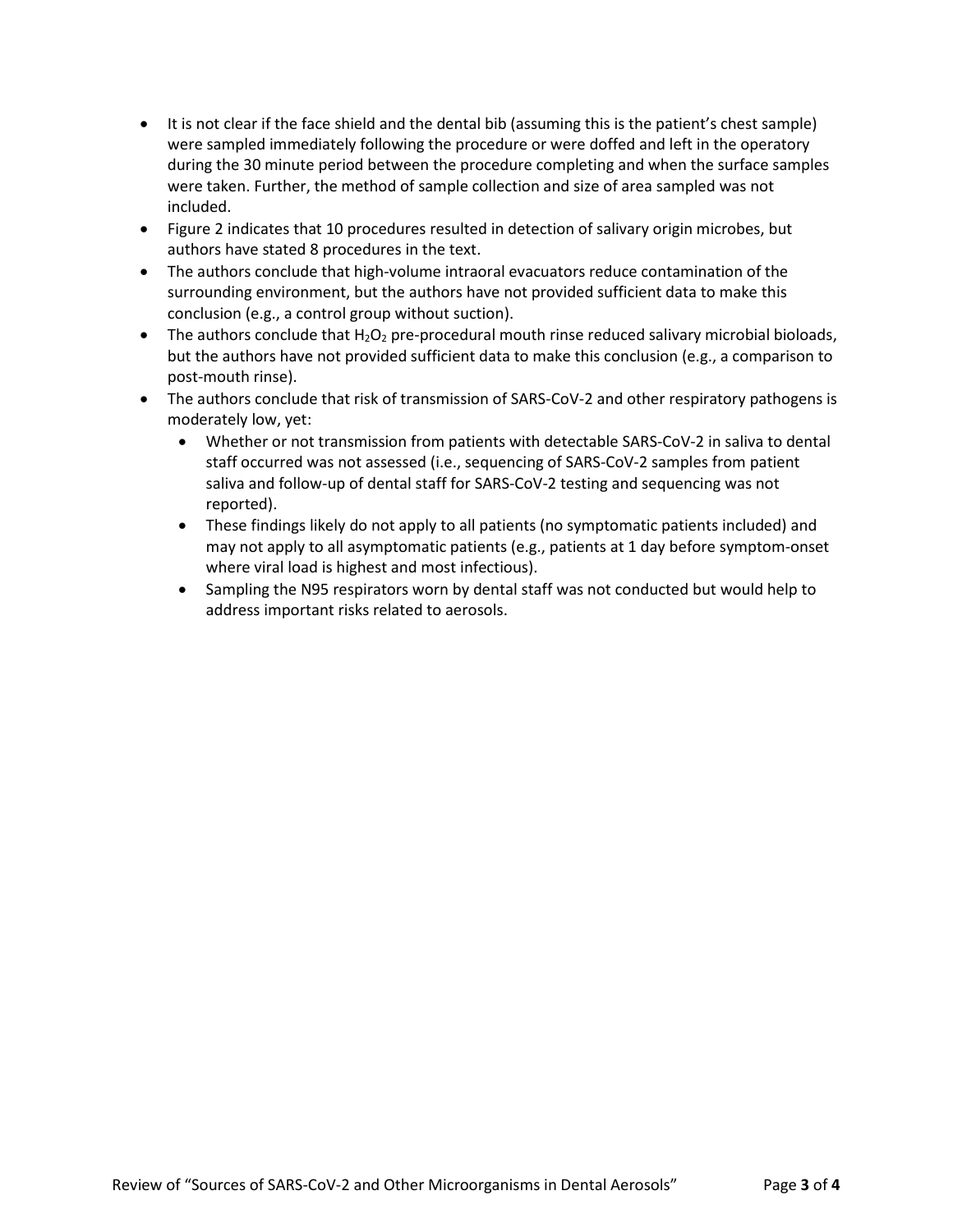- It is not clear if the face shield and the dental bib (assuming this is the patient's chest sample) were sampled immediately following the procedure or were doffed and left in the operatory during the 30 minute period between the procedure completing and when the surface samples were taken. Further, the method of sample collection and size of area sampled was not included.
- Figure 2 indicates that 10 procedures resulted in detection of salivary origin microbes, but authors have stated 8 procedures in the text.
- The authors conclude that high-volume intraoral evacuators reduce contamination of the surrounding environment, but the authors have not provided sufficient data to make this conclusion (e.g., a control group without suction).
- The authors conclude that $H_2O_2$ pre-procedural mouth rinse reduced salivary microbial bioloads, but the authors have not provided sufficient data to make this conclusion (e.g., a comparison to post-mouth rinse).
- The authors conclude that risk of transmission of SARS-CoV-2 and other respiratory pathogens is moderately low, yet:
  - Whether or not transmission from patients with detectable SARS-CoV-2 in saliva to dental staff occurred was not assessed (i.e., sequencing of SARS-CoV-2 samples from patient saliva and follow-up of dental staff for SARS-CoV-2 testing and sequencing was not reported).
  - These findings likely do not apply to all patients (no symptomatic patients included) and may not apply to all asymptomatic patients (e.g., patients at 1 day before symptom-onset where viral load is highest and most infectious).
  - Sampling the N95 respirators worn by dental staff was not conducted but would help to address important risks related to aerosols.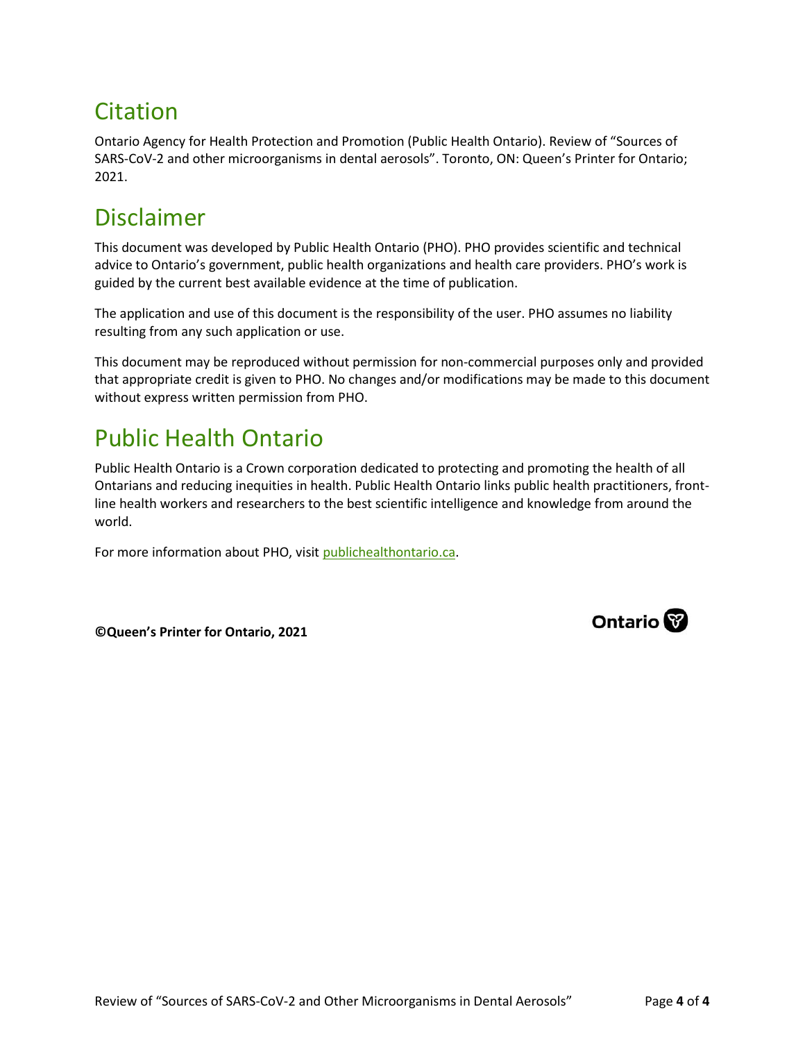## Citation

Ontario Agency for Health Protection and Promotion (Public Health Ontario). Review of "Sources of SARS-CoV-2 and other microorganisms in dental aerosols". Toronto, ON: Queen's Printer for Ontario; 2021.

## Disclaimer

This document was developed by Public Health Ontario (PHO). PHO provides scientific and technical advice to Ontario's government, public health organizations and health care providers. PHO's work is guided by the current best available evidence at the time of publication.

The application and use of this document is the responsibility of the user. PHO assumes no liability resulting from any such application or use.

This document may be reproduced without permission for non-commercial purposes only and provided that appropriate credit is given to PHO. No changes and/or modifications may be made to this document without express written permission from PHO.

## Public Health Ontario

Public Health Ontario is a Crown corporation dedicated to protecting and promoting the health of all Ontarians and reducing inequities in health. Public Health Ontario links public health practitioners, front-line health workers and researchers to the best scientific intelligence and knowledge from around the world.

For more information about PHO, visit publichealthontario.ca.

**©Queen's Printer for Ontario, 2021**

Ontario